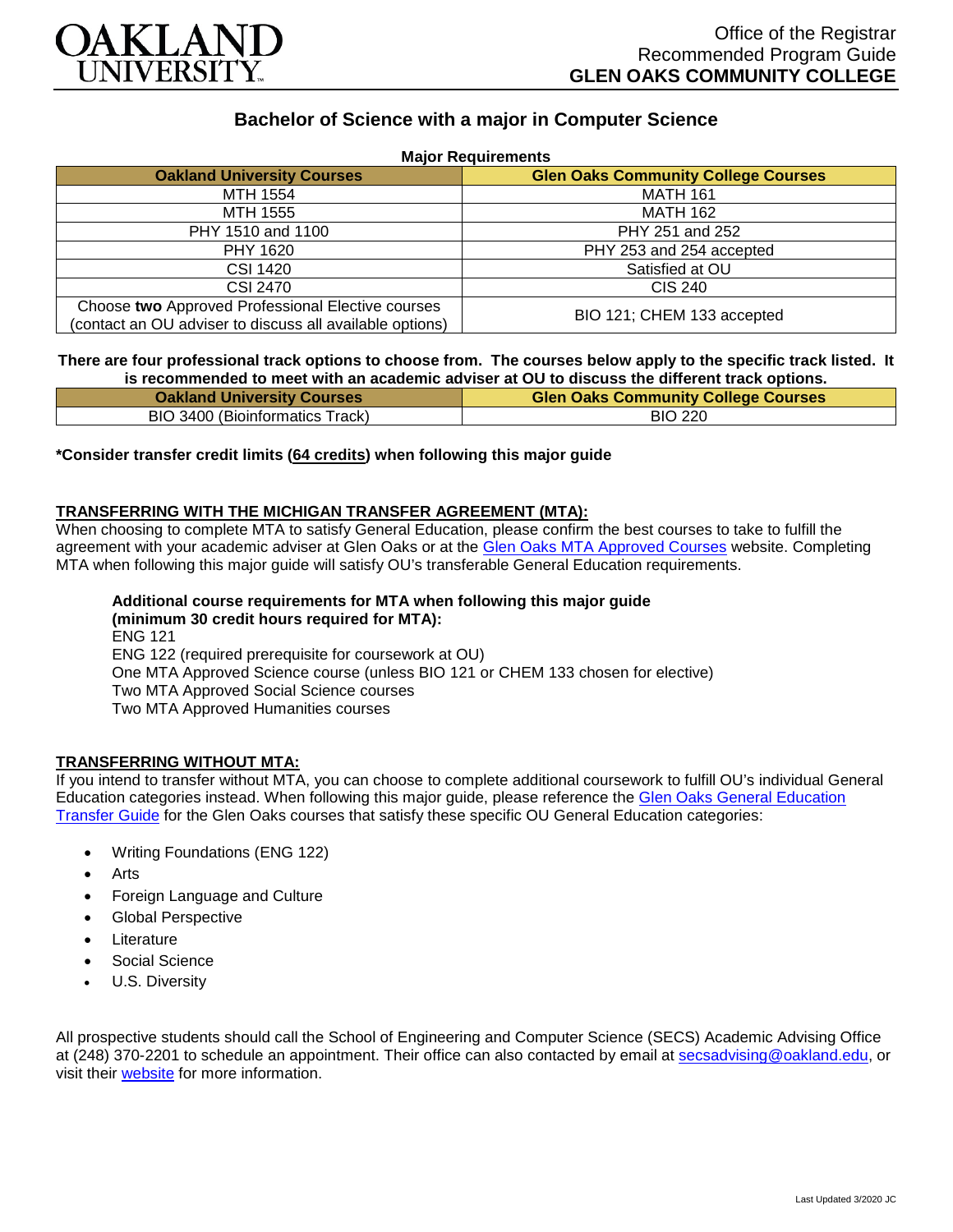Office of the Registrar
Recommended Program Guide
**GLEN OAKS COMMUNITY COLLEGE**

# Bachelor of Science with a major in Computer Science

**Major Requirements**

| Oakland University Courses | Glen Oaks Community College Courses |
|---|---|
| MTH 1554 | MATH 161 |
| MTH 1555 | MATH 162 |
| PHY 1510 and 1100 | PHY 251 and 252 |
| PHY 1620 | PHY 253 and 254 accepted |
| CSI 1420 | Satisfied at OU |
| CSI 2470 | CIS 240 |
| Choose **two** Approved Professional Elective courses (contact an OU adviser to discuss all available options) | BIO 121; CHEM 133 accepted |

**There are four professional track options to choose from. The courses below apply to the specific track listed. It is recommended to meet with an academic adviser at OU to discuss the different track options.**

| Oakland University Courses | Glen Oaks Community College Courses |
|---|---|
| BIO 3400 (Bioinformatics Track) | BIO 220 |

**\*Consider transfer credit limits (64 credits) when following this major guide**

## TRANSFERRING WITH THE MICHIGAN TRANSFER AGREEMENT (MTA):

When choosing to complete MTA to satisfy General Education, please confirm the best courses to take to fulfill the agreement with your academic adviser at Glen Oaks or at the Glen Oaks MTA Approved Courses website. Completing MTA when following this major guide will satisfy OU's transferable General Education requirements.

**Additional course requirements for MTA when following this major guide (minimum 30 credit hours required for MTA):**
ENG 121
ENG 122 (required prerequisite for coursework at OU)
One MTA Approved Science course (unless BIO 121 or CHEM 133 chosen for elective)
Two MTA Approved Social Science courses
Two MTA Approved Humanities courses

## TRANSFERRING WITHOUT MTA:

If you intend to transfer without MTA, you can choose to complete additional coursework to fulfill OU's individual General Education categories instead. When following this major guide, please reference the Glen Oaks General Education Transfer Guide for the Glen Oaks courses that satisfy these specific OU General Education categories:

- Writing Foundations (ENG 122)
- Arts
- Foreign Language and Culture
- Global Perspective
- Literature
- Social Science
- U.S. Diversity

All prospective students should call the School of Engineering and Computer Science (SECS) Academic Advising Office at (248) 370-2201 to schedule an appointment. Their office can also contacted by email at secsadvising@oakland.edu, or visit their website for more information.

Last Updated 3/2020 JC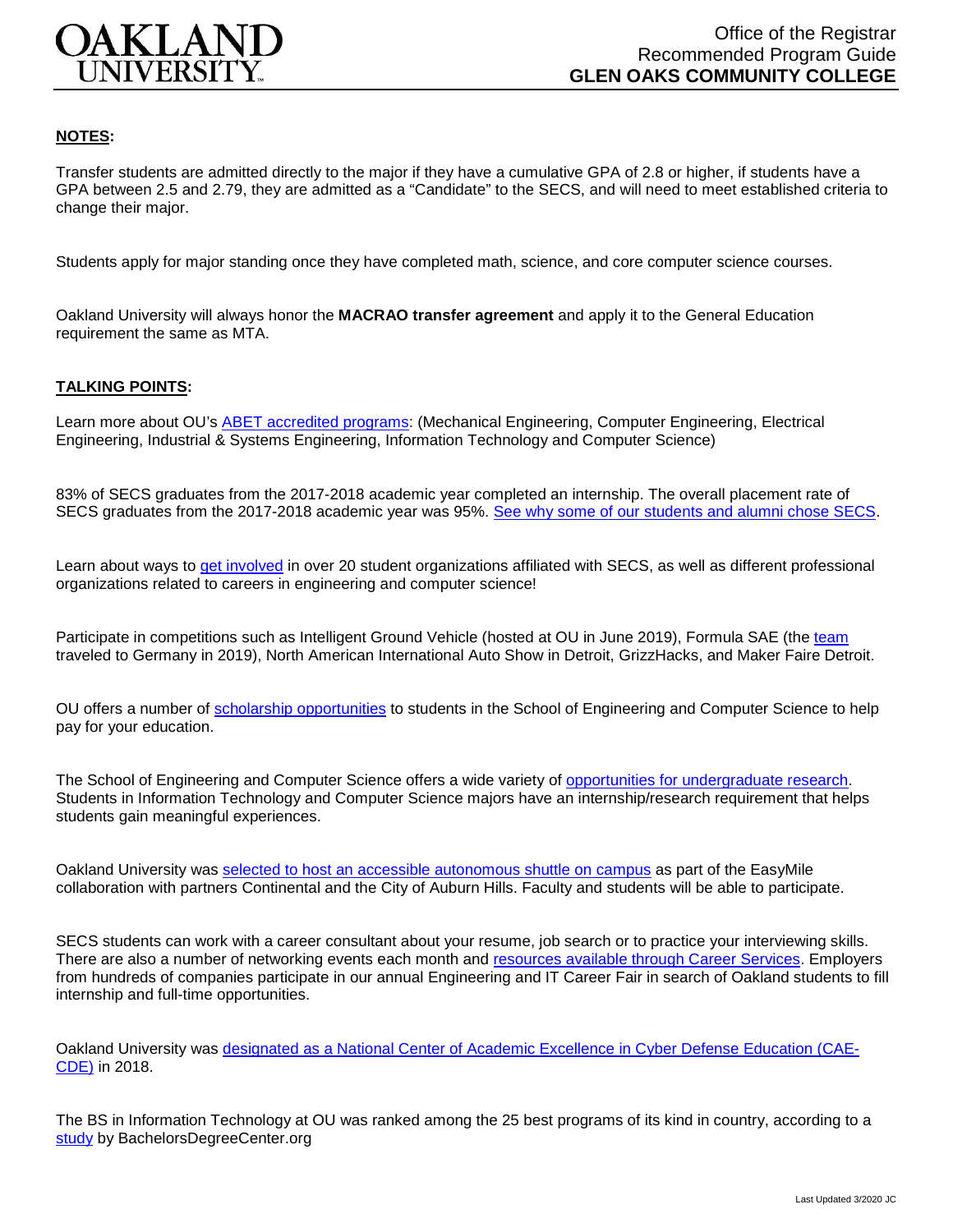**NOTES:**

Transfer students are admitted directly to the major if they have a cumulative GPA of 2.8 or higher, if students have a GPA between 2.5 and 2.79, they are admitted as a "Candidate" to the SECS, and will need to meet established criteria to change their major.

Students apply for major standing once they have completed math, science, and core computer science courses.

Oakland University will always honor the **MACRAO transfer agreement** and apply it to the General Education requirement the same as MTA.

**TALKING POINTS:**

Learn more about OU's ABET accredited programs: (Mechanical Engineering, Computer Engineering, Electrical Engineering, Industrial & Systems Engineering, Information Technology and Computer Science)

83% of SECS graduates from the 2017-2018 academic year completed an internship. The overall placement rate of SECS graduates from the 2017-2018 academic year was 95%. See why some of our students and alumni chose SECS.

Learn about ways to get involved in over 20 student organizations affiliated with SECS, as well as different professional organizations related to careers in engineering and computer science!

Participate in competitions such as Intelligent Ground Vehicle (hosted at OU in June 2019), Formula SAE (the team traveled to Germany in 2019), North American International Auto Show in Detroit, GrizzHacks, and Maker Faire Detroit.

OU offers a number of scholarship opportunities to students in the School of Engineering and Computer Science to help pay for your education.

The School of Engineering and Computer Science offers a wide variety of opportunities for undergraduate research. Students in Information Technology and Computer Science majors have an internship/research requirement that helps students gain meaningful experiences.

Oakland University was selected to host an accessible autonomous shuttle on campus as part of the EasyMile collaboration with partners Continental and the City of Auburn Hills. Faculty and students will be able to participate.

SECS students can work with a career consultant about your resume, job search or to practice your interviewing skills. There are also a number of networking events each month and resources available through Career Services. Employers from hundreds of companies participate in our annual Engineering and IT Career Fair in search of Oakland students to fill internship and full-time opportunities.

Oakland University was designated as a National Center of Academic Excellence in Cyber Defense Education (CAE-CDE) in 2018.

The BS in Information Technology at OU was ranked among the 25 best programs of its kind in country, according to a study by BachelorsDegreeCenter.org

Last Updated 3/2020 JC